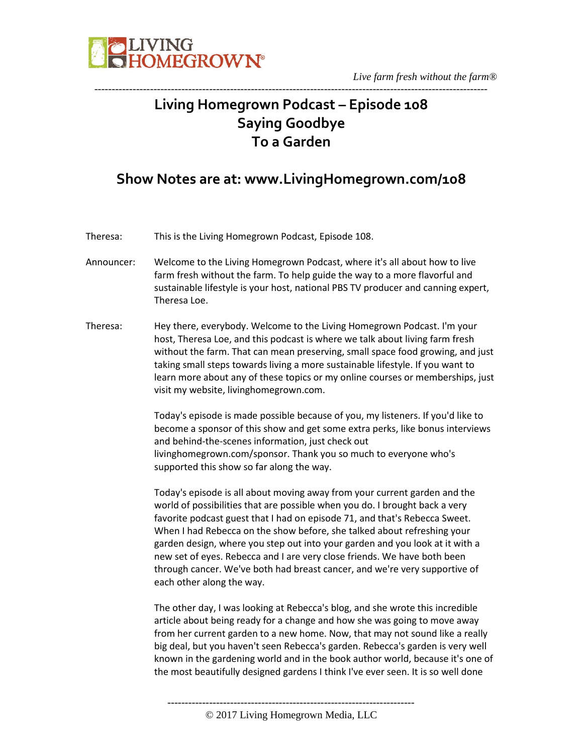# Living Homegrown Podcast – Episode 108
# Saying Goodbye
# To a Garden

## Show Notes are at: www.LivingHomegrown.com/108

Theresa: This is the Living Homegrown Podcast, Episode 108.

Announcer: Welcome to the Living Homegrown Podcast, where it's all about how to live farm fresh without the farm. To help guide the way to a more flavorful and sustainable lifestyle is your host, national PBS TV producer and canning expert, Theresa Loe.

Theresa: Hey there, everybody. Welcome to the Living Homegrown Podcast. I'm your host, Theresa Loe, and this podcast is where we talk about living farm fresh without the farm. That can mean preserving, small space food growing, and just taking small steps towards living a more sustainable lifestyle. If you want to learn more about any of these topics or my online courses or memberships, just visit my website, livinghomegrown.com.

Today's episode is made possible because of you, my listeners. If you'd like to become a sponsor of this show and get some extra perks, like bonus interviews and behind-the-scenes information, just check out livinghomegrown.com/sponsor. Thank you so much to everyone who's supported this show so far along the way.

Today's episode is all about moving away from your current garden and the world of possibilities that are possible when you do. I brought back a very favorite podcast guest that I had on episode 71, and that's Rebecca Sweet. When I had Rebecca on the show before, she talked about refreshing your garden design, where you step out into your garden and you look at it with a new set of eyes. Rebecca and I are very close friends. We have both been through cancer. We've both had breast cancer, and we're very supportive of each other along the way.

The other day, I was looking at Rebecca's blog, and she wrote this incredible article about being ready for a change and how she was going to move away from her current garden to a new home. Now, that may not sound like a really big deal, but you haven't seen Rebecca's garden. Rebecca's garden is very well known in the gardening world and in the book author world, because it's one of the most beautifully designed gardens I think I've ever seen. It is so well done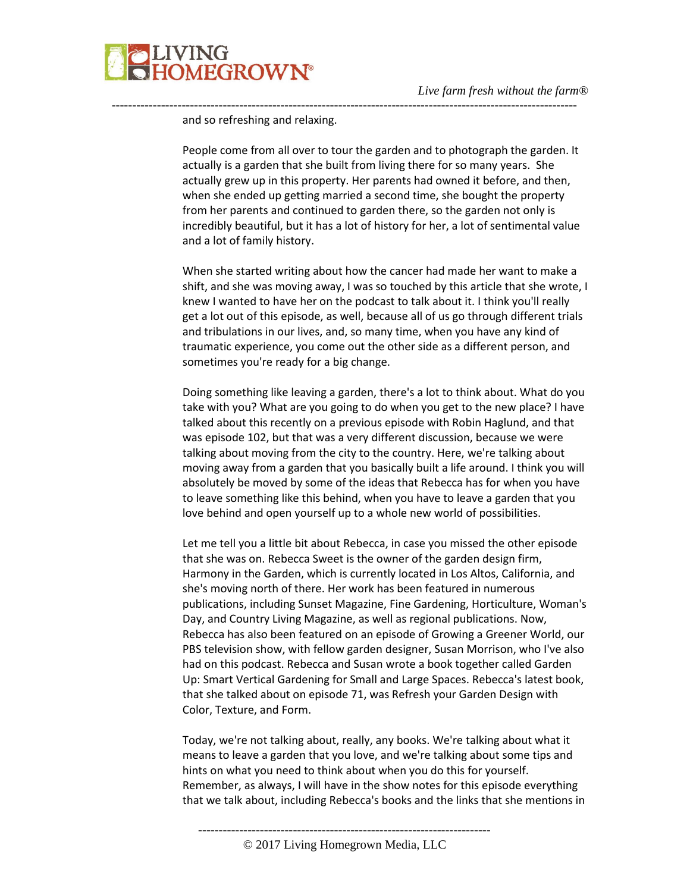and so refreshing and relaxing.

People come from all over to tour the garden and to photograph the garden. It actually is a garden that she built from living there for so many years. She actually grew up in this property. Her parents had owned it before, and then, when she ended up getting married a second time, she bought the property from her parents and continued to garden there, so the garden not only is incredibly beautiful, but it has a lot of history for her, a lot of sentimental value and a lot of family history.

When she started writing about how the cancer had made her want to make a shift, and she was moving away, I was so touched by this article that she wrote, I knew I wanted to have her on the podcast to talk about it. I think you'll really get a lot out of this episode, as well, because all of us go through different trials and tribulations in our lives, and, so many time, when you have any kind of traumatic experience, you come out the other side as a different person, and sometimes you're ready for a big change.

Doing something like leaving a garden, there's a lot to think about. What do you take with you? What are you going to do when you get to the new place? I have talked about this recently on a previous episode with Robin Haglund, and that was episode 102, but that was a very different discussion, because we were talking about moving from the city to the country. Here, we're talking about moving away from a garden that you basically built a life around. I think you will absolutely be moved by some of the ideas that Rebecca has for when you have to leave something like this behind, when you have to leave a garden that you love behind and open yourself up to a whole new world of possibilities.

Let me tell you a little bit about Rebecca, in case you missed the other episode that she was on. Rebecca Sweet is the owner of the garden design firm, Harmony in the Garden, which is currently located in Los Altos, California, and she's moving north of there. Her work has been featured in numerous publications, including Sunset Magazine, Fine Gardening, Horticulture, Woman's Day, and Country Living Magazine, as well as regional publications. Now, Rebecca has also been featured on an episode of Growing a Greener World, our PBS television show, with fellow garden designer, Susan Morrison, who I've also had on this podcast. Rebecca and Susan wrote a book together called Garden Up: Smart Vertical Gardening for Small and Large Spaces. Rebecca's latest book, that she talked about on episode 71, was Refresh your Garden Design with Color, Texture, and Form.

Today, we're not talking about, really, any books. We're talking about what it means to leave a garden that you love, and we're talking about some tips and hints on what you need to think about when you do this for yourself. Remember, as always, I will have in the show notes for this episode everything that we talk about, including Rebecca's books and the links that she mentions in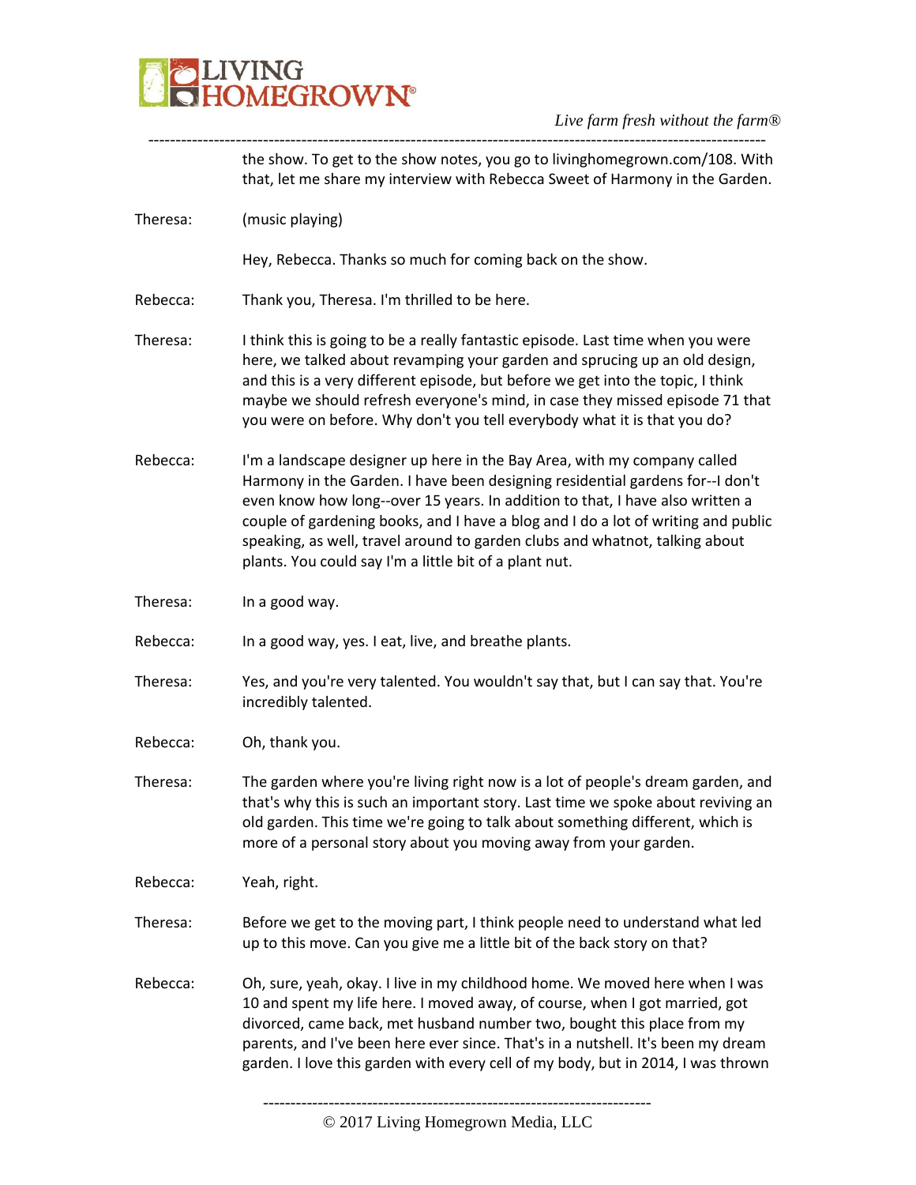the show. To get to the show notes, you go to livinghomegrown.com/108. With that, let me share my interview with Rebecca Sweet of Harmony in the Garden.

Theresa: (music playing)

Hey, Rebecca. Thanks so much for coming back on the show.

Rebecca: Thank you, Theresa. I'm thrilled to be here.

Theresa: I think this is going to be a really fantastic episode. Last time when you were here, we talked about revamping your garden and sprucing up an old design, and this is a very different episode, but before we get into the topic, I think maybe we should refresh everyone's mind, in case they missed episode 71 that you were on before. Why don't you tell everybody what it is that you do?

Rebecca: I'm a landscape designer up here in the Bay Area, with my company called Harmony in the Garden. I have been designing residential gardens for--I don't even know how long--over 15 years. In addition to that, I have also written a couple of gardening books, and I have a blog and I do a lot of writing and public speaking, as well, travel around to garden clubs and whatnot, talking about plants. You could say I'm a little bit of a plant nut.

Theresa: In a good way.

Rebecca: In a good way, yes. I eat, live, and breathe plants.

Theresa: Yes, and you're very talented. You wouldn't say that, but I can say that. You're incredibly talented.

Rebecca: Oh, thank you.

Theresa: The garden where you're living right now is a lot of people's dream garden, and that's why this is such an important story. Last time we spoke about reviving an old garden. This time we're going to talk about something different, which is more of a personal story about you moving away from your garden.

Rebecca: Yeah, right.

Theresa: Before we get to the moving part, I think people need to understand what led up to this move. Can you give me a little bit of the back story on that?

Rebecca: Oh, sure, yeah, okay. I live in my childhood home. We moved here when I was 10 and spent my life here. I moved away, of course, when I got married, got divorced, came back, met husband number two, bought this place from my parents, and I've been here ever since. That's in a nutshell. It's been my dream garden. I love this garden with every cell of my body, but in 2014, I was thrown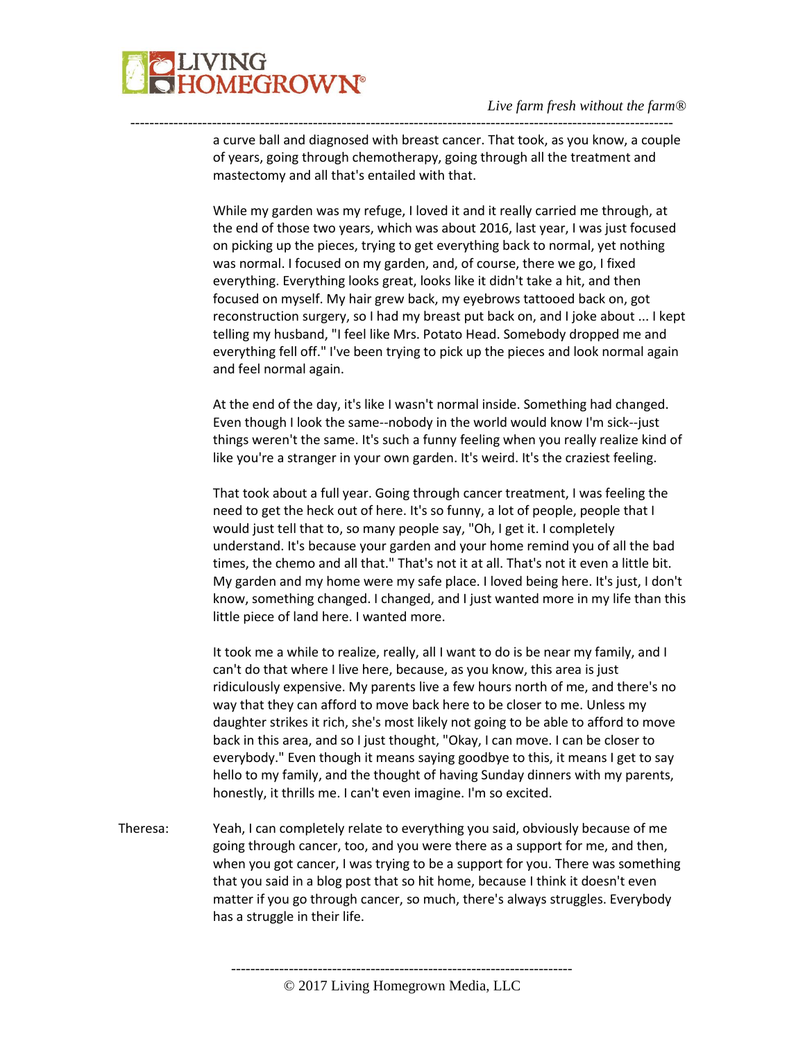a curve ball and diagnosed with breast cancer. That took, as you know, a couple of years, going through chemotherapy, going through all the treatment and mastectomy and all that's entailed with that.

While my garden was my refuge, I loved it and it really carried me through, at the end of those two years, which was about 2016, last year, I was just focused on picking up the pieces, trying to get everything back to normal, yet nothing was normal. I focused on my garden, and, of course, there we go, I fixed everything. Everything looks great, looks like it didn't take a hit, and then focused on myself. My hair grew back, my eyebrows tattooed back on, got reconstruction surgery, so I had my breast put back on, and I joke about ... I kept telling my husband, "I feel like Mrs. Potato Head. Somebody dropped me and everything fell off." I've been trying to pick up the pieces and look normal again and feel normal again.

At the end of the day, it's like I wasn't normal inside. Something had changed. Even though I look the same--nobody in the world would know I'm sick--just things weren't the same. It's such a funny feeling when you really realize kind of like you're a stranger in your own garden. It's weird. It's the craziest feeling.

That took about a full year. Going through cancer treatment, I was feeling the need to get the heck out of here. It's so funny, a lot of people, people that I would just tell that to, so many people say, "Oh, I get it. I completely understand. It's because your garden and your home remind you of all the bad times, the chemo and all that." That's not it at all. That's not it even a little bit. My garden and my home were my safe place. I loved being here. It's just, I don't know, something changed. I changed, and I just wanted more in my life than this little piece of land here. I wanted more.

It took me a while to realize, really, all I want to do is be near my family, and I can't do that where I live here, because, as you know, this area is just ridiculously expensive. My parents live a few hours north of me, and there's no way that they can afford to move back here to be closer to me. Unless my daughter strikes it rich, she's most likely not going to be able to afford to move back in this area, and so I just thought, "Okay, I can move. I can be closer to everybody." Even though it means saying goodbye to this, it means I get to say hello to my family, and the thought of having Sunday dinners with my parents, honestly, it thrills me. I can't even imagine. I'm so excited.

Theresa: Yeah, I can completely relate to everything you said, obviously because of me going through cancer, too, and you were there as a support for me, and then, when you got cancer, I was trying to be a support for you. There was something that you said in a blog post that so hit home, because I think it doesn't even matter if you go through cancer, so much, there's always struggles. Everybody has a struggle in their life.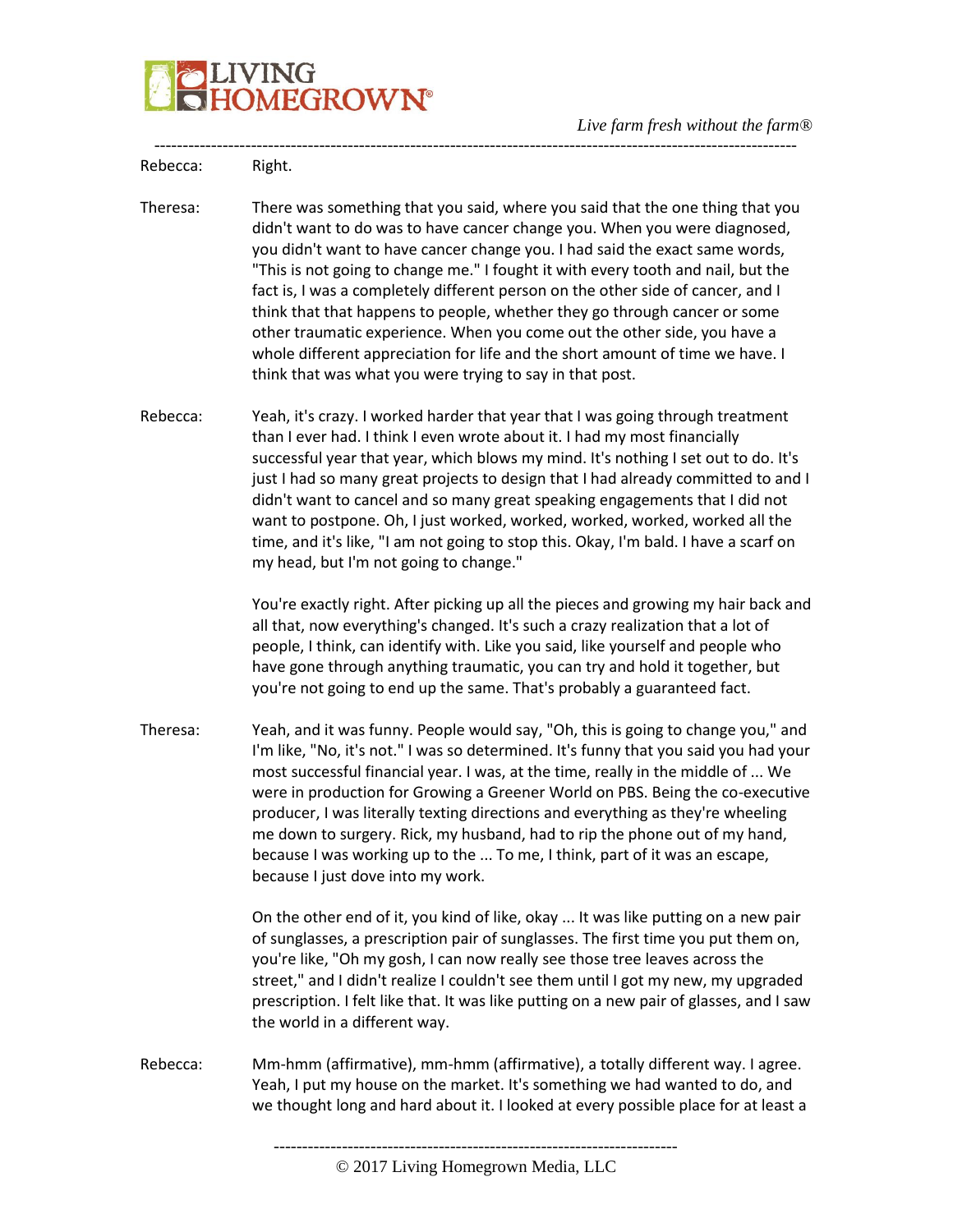Rebecca: Right.

Theresa: There was something that you said, where you said that the one thing that you didn't want to do was to have cancer change you. When you were diagnosed, you didn't want to have cancer change you. I had said the exact same words, "This is not going to change me." I fought it with every tooth and nail, but the fact is, I was a completely different person on the other side of cancer, and I think that that happens to people, whether they go through cancer or some other traumatic experience. When you come out the other side, you have a whole different appreciation for life and the short amount of time we have. I think that was what you were trying to say in that post.

Rebecca: Yeah, it's crazy. I worked harder that year that I was going through treatment than I ever had. I think I even wrote about it. I had my most financially successful year that year, which blows my mind. It's nothing I set out to do. It's just I had so many great projects to design that I had already committed to and I didn't want to cancel and so many great speaking engagements that I did not want to postpone. Oh, I just worked, worked, worked, worked, worked all the time, and it's like, "I am not going to stop this. Okay, I'm bald. I have a scarf on my head, but I'm not going to change."

You're exactly right. After picking up all the pieces and growing my hair back and all that, now everything's changed. It's such a crazy realization that a lot of people, I think, can identify with. Like you said, like yourself and people who have gone through anything traumatic, you can try and hold it together, but you're not going to end up the same. That's probably a guaranteed fact.

Theresa: Yeah, and it was funny. People would say, "Oh, this is going to change you," and I'm like, "No, it's not." I was so determined. It's funny that you said you had your most successful financial year. I was, at the time, really in the middle of ... We were in production for Growing a Greener World on PBS. Being the co-executive producer, I was literally texting directions and everything as they're wheeling me down to surgery. Rick, my husband, had to rip the phone out of my hand, because I was working up to the ... To me, I think, part of it was an escape, because I just dove into my work.

On the other end of it, you kind of like, okay ... It was like putting on a new pair of sunglasses, a prescription pair of sunglasses. The first time you put them on, you're like, "Oh my gosh, I can now really see those tree leaves across the street," and I didn't realize I couldn't see them until I got my new, my upgraded prescription. I felt like that. It was like putting on a new pair of glasses, and I saw the world in a different way.

Rebecca: Mm-hmm (affirmative), mm-hmm (affirmative), a totally different way. I agree. Yeah, I put my house on the market. It's something we had wanted to do, and we thought long and hard about it. I looked at every possible place for at least a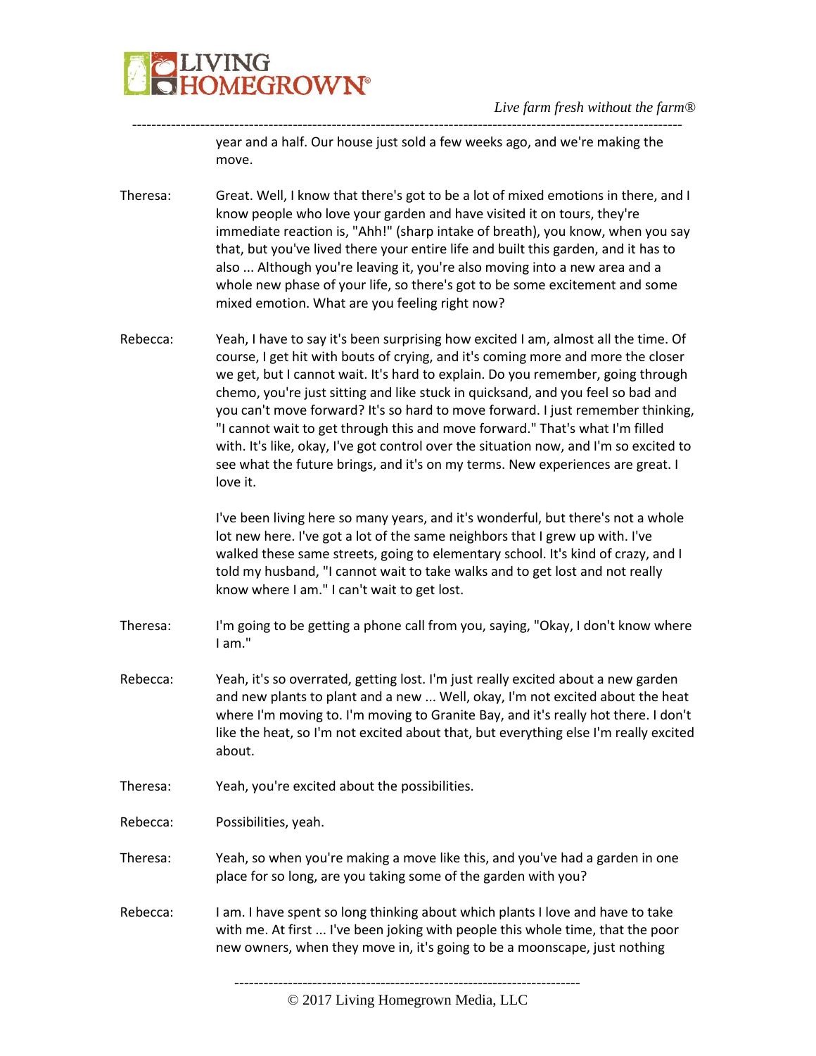year and a half. Our house just sold a few weeks ago, and we're making the move.

Theresa: Great. Well, I know that there's got to be a lot of mixed emotions in there, and I know people who love your garden and have visited it on tours, they're immediate reaction is, "Ahh!" (sharp intake of breath), you know, when you say that, but you've lived there your entire life and built this garden, and it has to also ... Although you're leaving it, you're also moving into a new area and a whole new phase of your life, so there's got to be some excitement and some mixed emotion. What are you feeling right now?

Rebecca: Yeah, I have to say it's been surprising how excited I am, almost all the time. Of course, I get hit with bouts of crying, and it's coming more and more the closer we get, but I cannot wait. It's hard to explain. Do you remember, going through chemo, you're just sitting and like stuck in quicksand, and you feel so bad and you can't move forward? It's so hard to move forward. I just remember thinking, "I cannot wait to get through this and move forward." That's what I'm filled with. It's like, okay, I've got control over the situation now, and I'm so excited to see what the future brings, and it's on my terms. New experiences are great. I love it.

I've been living here so many years, and it's wonderful, but there's not a whole lot new here. I've got a lot of the same neighbors that I grew up with. I've walked these same streets, going to elementary school. It's kind of crazy, and I told my husband, "I cannot wait to take walks and to get lost and not really know where I am." I can't wait to get lost.

Theresa: I'm going to be getting a phone call from you, saying, "Okay, I don't know where I am."

Rebecca: Yeah, it's so overrated, getting lost. I'm just really excited about a new garden and new plants to plant and a new ... Well, okay, I'm not excited about the heat where I'm moving to. I'm moving to Granite Bay, and it's really hot there. I don't like the heat, so I'm not excited about that, but everything else I'm really excited about.

Theresa: Yeah, you're excited about the possibilities.

Rebecca: Possibilities, yeah.

Theresa: Yeah, so when you're making a move like this, and you've had a garden in one place for so long, are you taking some of the garden with you?

Rebecca: I am. I have spent so long thinking about which plants I love and have to take with me. At first ... I've been joking with people this whole time, that the poor new owners, when they move in, it's going to be a moonscape, just nothing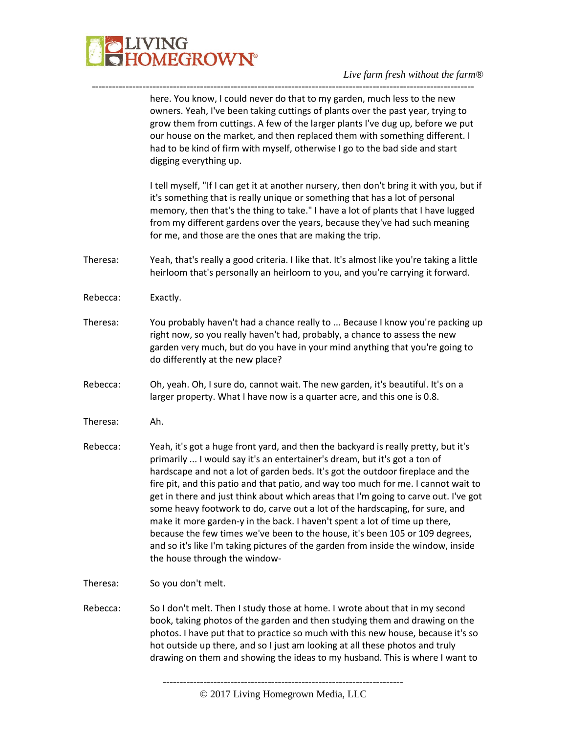here. You know, I could never do that to my garden, much less to the new owners. Yeah, I've been taking cuttings of plants over the past year, trying to grow them from cuttings. A few of the larger plants I've dug up, before we put our house on the market, and then replaced them with something different. I had to be kind of firm with myself, otherwise I go to the bad side and start digging everything up.

I tell myself, "If I can get it at another nursery, then don't bring it with you, but if it's something that is really unique or something that has a lot of personal memory, then that's the thing to take." I have a lot of plants that I have lugged from my different gardens over the years, because they've had such meaning for me, and those are the ones that are making the trip.

Theresa: Yeah, that's really a good criteria. I like that. It's almost like you're taking a little heirloom that's personally an heirloom to you, and you're carrying it forward.

Rebecca: Exactly.

Theresa: You probably haven't had a chance really to ... Because I know you're packing up right now, so you really haven't had, probably, a chance to assess the new garden very much, but do you have in your mind anything that you're going to do differently at the new place?

Rebecca: Oh, yeah. Oh, I sure do, cannot wait. The new garden, it's beautiful. It's on a larger property. What I have now is a quarter acre, and this one is 0.8.

Theresa: Ah.

Rebecca: Yeah, it's got a huge front yard, and then the backyard is really pretty, but it's primarily ... I would say it's an entertainer's dream, but it's got a ton of hardscape and not a lot of garden beds. It's got the outdoor fireplace and the fire pit, and this patio and that patio, and way too much for me. I cannot wait to get in there and just think about which areas that I'm going to carve out. I've got some heavy footwork to do, carve out a lot of the hardscaping, for sure, and make it more garden-y in the back. I haven't spent a lot of time up there, because the few times we've been to the house, it's been 105 or 109 degrees, and so it's like I'm taking pictures of the garden from inside the window, inside the house through the window-

Theresa: So you don't melt.

Rebecca: So I don't melt. Then I study those at home. I wrote about that in my second book, taking photos of the garden and then studying them and drawing on the photos. I have put that to practice so much with this new house, because it's so hot outside up there, and so I just am looking at all these photos and truly drawing on them and showing the ideas to my husband. This is where I want to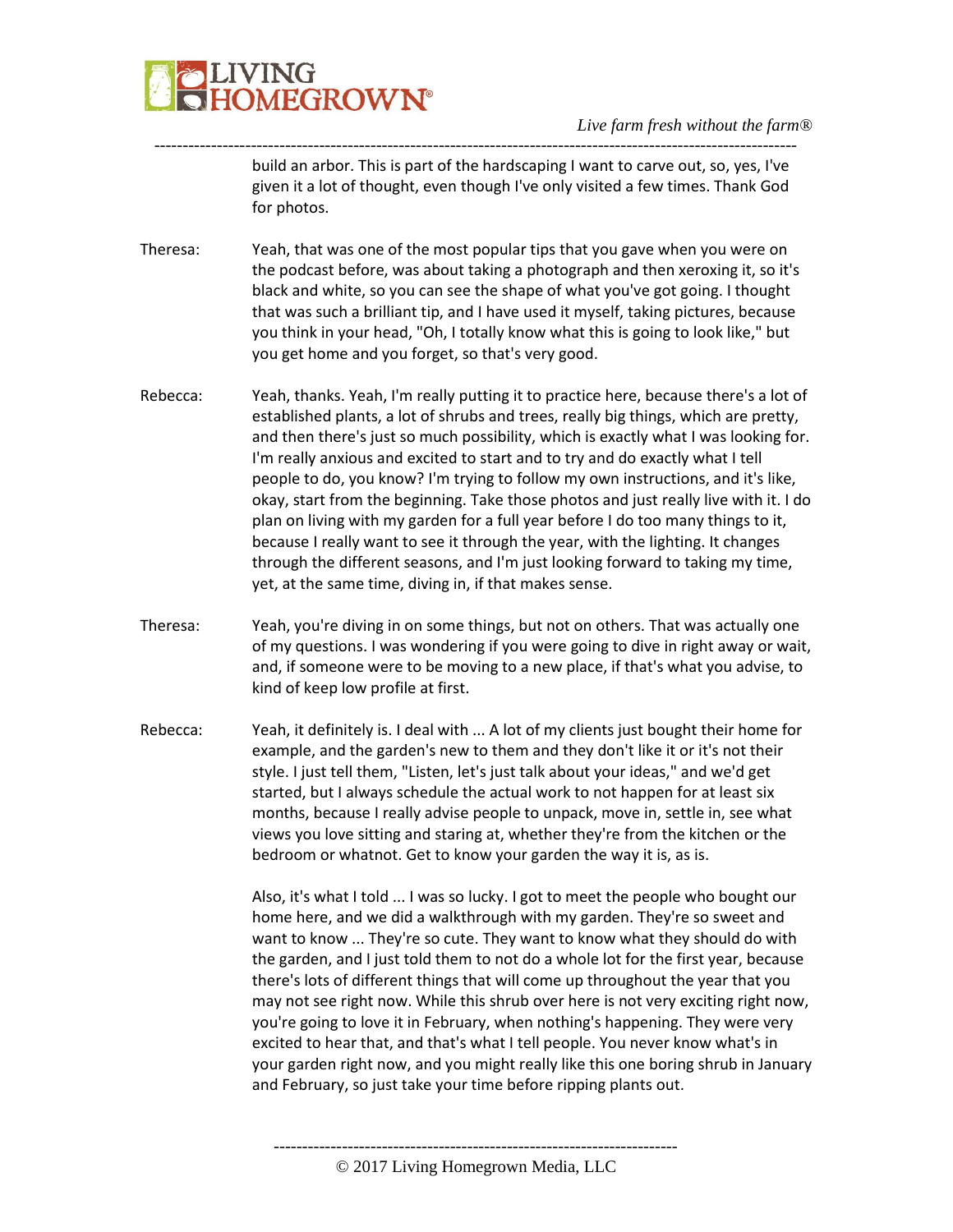build an arbor. This is part of the hardscaping I want to carve out, so, yes, I've given it a lot of thought, even though I've only visited a few times. Thank God for photos.

Theresa: Yeah, that was one of the most popular tips that you gave when you were on the podcast before, was about taking a photograph and then xeroxing it, so it's black and white, so you can see the shape of what you've got going. I thought that was such a brilliant tip, and I have used it myself, taking pictures, because you think in your head, "Oh, I totally know what this is going to look like," but you get home and you forget, so that's very good.

Rebecca: Yeah, thanks. Yeah, I'm really putting it to practice here, because there's a lot of established plants, a lot of shrubs and trees, really big things, which are pretty, and then there's just so much possibility, which is exactly what I was looking for. I'm really anxious and excited to start and to try and do exactly what I tell people to do, you know? I'm trying to follow my own instructions, and it's like, okay, start from the beginning. Take those photos and just really live with it. I do plan on living with my garden for a full year before I do too many things to it, because I really want to see it through the year, with the lighting. It changes through the different seasons, and I'm just looking forward to taking my time, yet, at the same time, diving in, if that makes sense.

Theresa: Yeah, you're diving in on some things, but not on others. That was actually one of my questions. I was wondering if you were going to dive in right away or wait, and, if someone were to be moving to a new place, if that's what you advise, to kind of keep low profile at first.

Rebecca: Yeah, it definitely is. I deal with ... A lot of my clients just bought their home for example, and the garden's new to them and they don't like it or it's not their style. I just tell them, "Listen, let's just talk about your ideas," and we'd get started, but I always schedule the actual work to not happen for at least six months, because I really advise people to unpack, move in, settle in, see what views you love sitting and staring at, whether they're from the kitchen or the bedroom or whatnot. Get to know your garden the way it is, as is.

Also, it's what I told ... I was so lucky. I got to meet the people who bought our home here, and we did a walkthrough with my garden. They're so sweet and want to know ... They're so cute. They want to know what they should do with the garden, and I just told them to not do a whole lot for the first year, because there's lots of different things that will come up throughout the year that you may not see right now. While this shrub over here is not very exciting right now, you're going to love it in February, when nothing's happening. They were very excited to hear that, and that's what I tell people. You never know what's in your garden right now, and you might really like this one boring shrub in January and February, so just take your time before ripping plants out.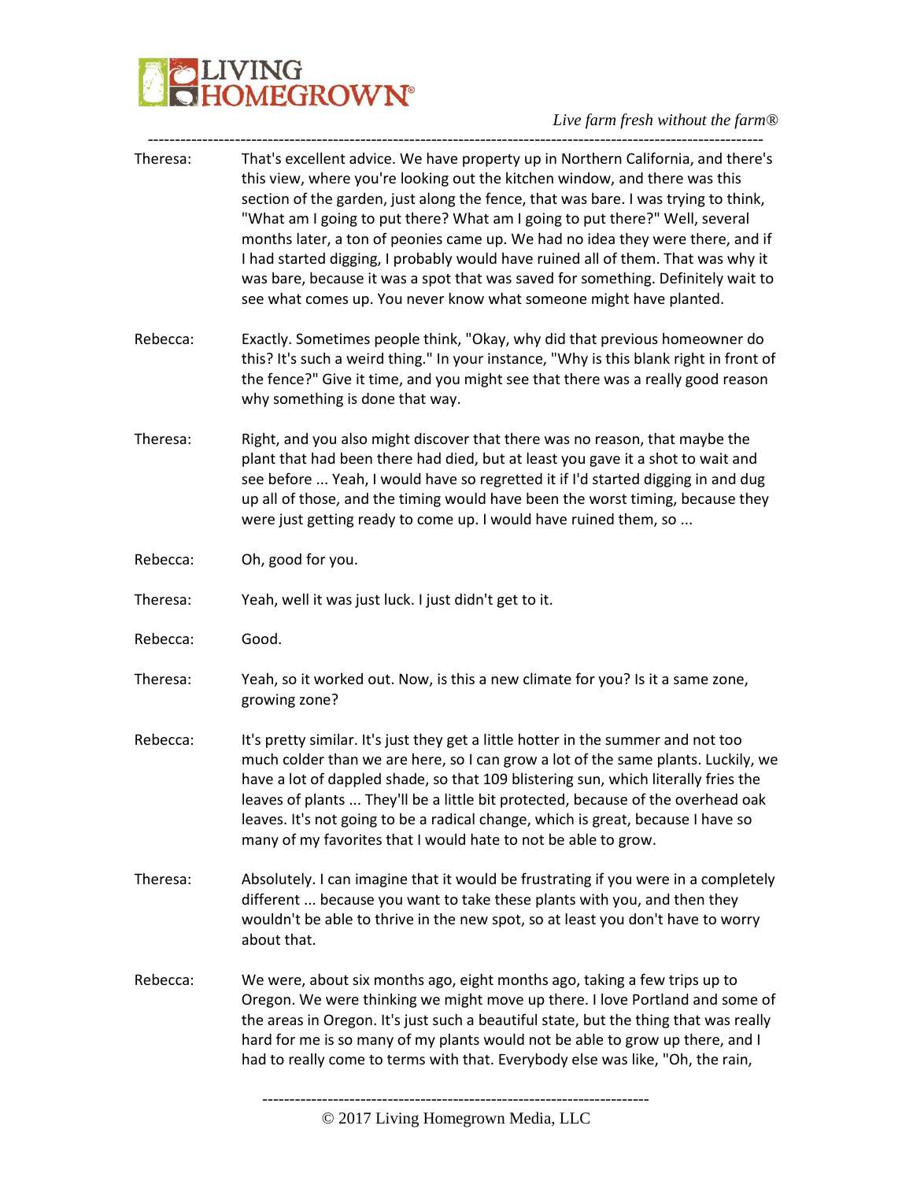Theresa: That's excellent advice. We have property up in Northern California, and there's this view, where you're looking out the kitchen window, and there was this section of the garden, just along the fence, that was bare. I was trying to think, "What am I going to put there? What am I going to put there?" Well, several months later, a ton of peonies came up. We had no idea they were there, and if I had started digging, I probably would have ruined all of them. That was why it was bare, because it was a spot that was saved for something. Definitely wait to see what comes up. You never know what someone might have planted.

Rebecca: Exactly. Sometimes people think, "Okay, why did that previous homeowner do this? It's such a weird thing." In your instance, "Why is this blank right in front of the fence?" Give it time, and you might see that there was a really good reason why something is done that way.

Theresa: Right, and you also might discover that there was no reason, that maybe the plant that had been there had died, but at least you gave it a shot to wait and see before ... Yeah, I would have so regretted it if I'd started digging in and dug up all of those, and the timing would have been the worst timing, because they were just getting ready to come up. I would have ruined them, so ...

Rebecca: Oh, good for you.

Theresa: Yeah, well it was just luck. I just didn't get to it.

Rebecca: Good.

Theresa: Yeah, so it worked out. Now, is this a new climate for you? Is it a same zone, growing zone?

Rebecca: It's pretty similar. It's just they get a little hotter in the summer and not too much colder than we are here, so I can grow a lot of the same plants. Luckily, we have a lot of dappled shade, so that 109 blistering sun, which literally fries the leaves of plants ... They'll be a little bit protected, because of the overhead oak leaves. It's not going to be a radical change, which is great, because I have so many of my favorites that I would hate to not be able to grow.

Theresa: Absolutely. I can imagine that it would be frustrating if you were in a completely different ... because you want to take these plants with you, and then they wouldn't be able to thrive in the new spot, so at least you don't have to worry about that.

Rebecca: We were, about six months ago, eight months ago, taking a few trips up to Oregon. We were thinking we might move up there. I love Portland and some of the areas in Oregon. It's just such a beautiful state, but the thing that was really hard for me is so many of my plants would not be able to grow up there, and I had to really come to terms with that. Everybody else was like, "Oh, the rain,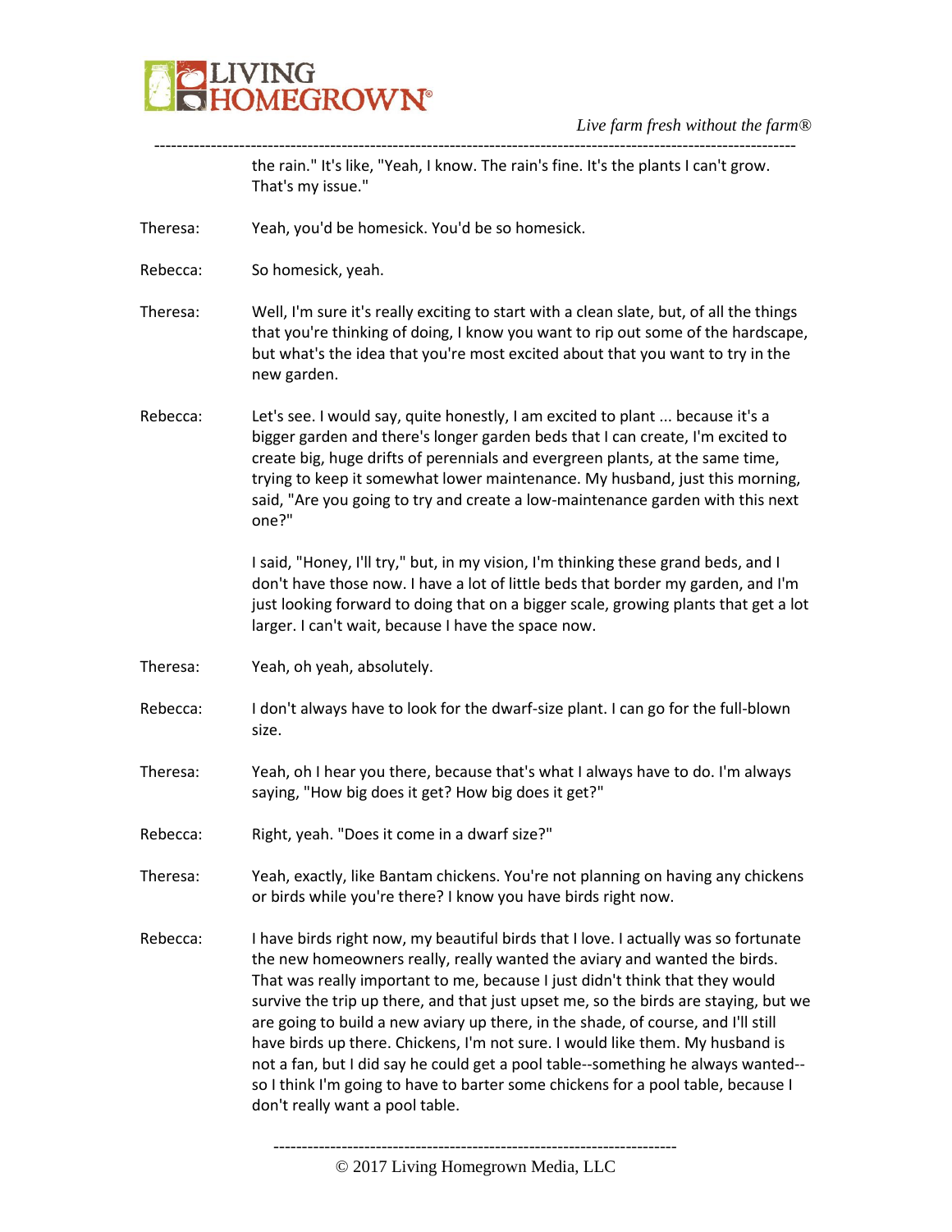the rain." It's like, "Yeah, I know. The rain's fine. It's the plants I can't grow. That's my issue."

Theresa: Yeah, you'd be homesick. You'd be so homesick.

Rebecca: So homesick, yeah.

Theresa: Well, I'm sure it's really exciting to start with a clean slate, but, of all the things that you're thinking of doing, I know you want to rip out some of the hardscape, but what's the idea that you're most excited about that you want to try in the new garden.

Rebecca: Let's see. I would say, quite honestly, I am excited to plant ... because it's a bigger garden and there's longer garden beds that I can create, I'm excited to create big, huge drifts of perennials and evergreen plants, at the same time, trying to keep it somewhat lower maintenance. My husband, just this morning, said, "Are you going to try and create a low-maintenance garden with this next one?"

I said, "Honey, I'll try," but, in my vision, I'm thinking these grand beds, and I don't have those now. I have a lot of little beds that border my garden, and I'm just looking forward to doing that on a bigger scale, growing plants that get a lot larger. I can't wait, because I have the space now.

Theresa: Yeah, oh yeah, absolutely.

Rebecca: I don't always have to look for the dwarf-size plant. I can go for the full-blown size.

Theresa: Yeah, oh I hear you there, because that's what I always have to do. I'm always saying, "How big does it get? How big does it get?"

Rebecca: Right, yeah. "Does it come in a dwarf size?"

Theresa: Yeah, exactly, like Bantam chickens. You're not planning on having any chickens or birds while you're there? I know you have birds right now.

Rebecca: I have birds right now, my beautiful birds that I love. I actually was so fortunate the new homeowners really, really wanted the aviary and wanted the birds. That was really important to me, because I just didn't think that they would survive the trip up there, and that just upset me, so the birds are staying, but we are going to build a new aviary up there, in the shade, of course, and I'll still have birds up there. Chickens, I'm not sure. I would like them. My husband is not a fan, but I did say he could get a pool table--something he always wanted--so I think I'm going to have to barter some chickens for a pool table, because I don't really want a pool table.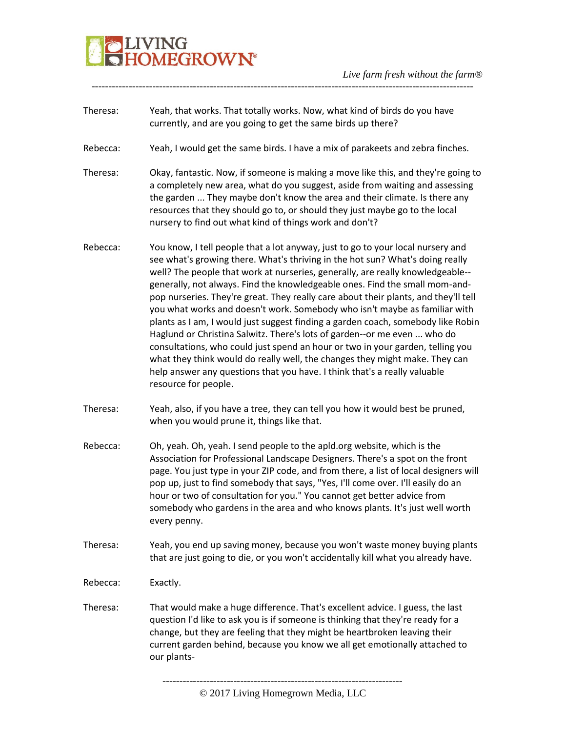Theresa: Yeah, that works. That totally works. Now, what kind of birds do you have currently, and are you going to get the same birds up there?

Rebecca: Yeah, I would get the same birds. I have a mix of parakeets and zebra finches.

Theresa: Okay, fantastic. Now, if someone is making a move like this, and they're going to a completely new area, what do you suggest, aside from waiting and assessing the garden ... They maybe don't know the area and their climate. Is there any resources that they should go to, or should they just maybe go to the local nursery to find out what kind of things work and don't?

Rebecca: You know, I tell people that a lot anyway, just to go to your local nursery and see what's growing there. What's thriving in the hot sun? What's doing really well? The people that work at nurseries, generally, are really knowledgeable--generally, not always. Find the knowledgeable ones. Find the small mom-and-pop nurseries. They're great. They really care about their plants, and they'll tell you what works and doesn't work. Somebody who isn't maybe as familiar with plants as I am, I would just suggest finding a garden coach, somebody like Robin Haglund or Christina Salwitz. There's lots of garden--or me even ... who do consultations, who could just spend an hour or two in your garden, telling you what they think would do really well, the changes they might make. They can help answer any questions that you have. I think that's a really valuable resource for people.

Theresa: Yeah, also, if you have a tree, they can tell you how it would best be pruned, when you would prune it, things like that.

Rebecca: Oh, yeah. Oh, yeah. I send people to the apld.org website, which is the Association for Professional Landscape Designers. There's a spot on the front page. You just type in your ZIP code, and from there, a list of local designers will pop up, just to find somebody that says, "Yes, I'll come over. I'll easily do an hour or two of consultation for you." You cannot get better advice from somebody who gardens in the area and who knows plants. It's just well worth every penny.

Theresa: Yeah, you end up saving money, because you won't waste money buying plants that are just going to die, or you won't accidentally kill what you already have.

Rebecca: Exactly.

Theresa: That would make a huge difference. That's excellent advice. I guess, the last question I'd like to ask you is if someone is thinking that they're ready for a change, but they are feeling that they might be heartbroken leaving their current garden behind, because you know we all get emotionally attached to our plants-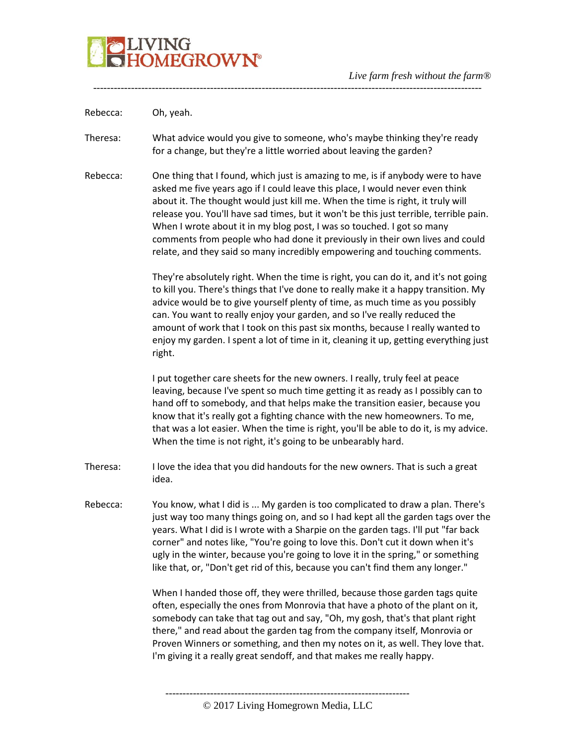Rebecca: Oh, yeah.

Theresa: What advice would you give to someone, who's maybe thinking they're ready for a change, but they're a little worried about leaving the garden?

Rebecca: One thing that I found, which just is amazing to me, is if anybody were to have asked me five years ago if I could leave this place, I would never even think about it. The thought would just kill me. When the time is right, it truly will release you. You'll have sad times, but it won't be this just terrible, terrible pain. When I wrote about it in my blog post, I was so touched. I got so many comments from people who had done it previously in their own lives and could relate, and they said so many incredibly empowering and touching comments.

They're absolutely right. When the time is right, you can do it, and it's not going to kill you. There's things that I've done to really make it a happy transition. My advice would be to give yourself plenty of time, as much time as you possibly can. You want to really enjoy your garden, and so I've really reduced the amount of work that I took on this past six months, because I really wanted to enjoy my garden. I spent a lot of time in it, cleaning it up, getting everything just right.

I put together care sheets for the new owners. I really, truly feel at peace leaving, because I've spent so much time getting it as ready as I possibly can to hand off to somebody, and that helps make the transition easier, because you know that it's really got a fighting chance with the new homeowners. To me, that was a lot easier. When the time is right, you'll be able to do it, is my advice. When the time is not right, it's going to be unbearably hard.

Theresa: I love the idea that you did handouts for the new owners. That is such a great idea.

Rebecca: You know, what I did is ... My garden is too complicated to draw a plan. There's just way too many things going on, and so I had kept all the garden tags over the years. What I did is I wrote with a Sharpie on the garden tags. I'll put "far back corner" and notes like, "You're going to love this. Don't cut it down when it's ugly in the winter, because you're going to love it in the spring," or something like that, or, "Don't get rid of this, because you can't find them any longer."

When I handed those off, they were thrilled, because those garden tags quite often, especially the ones from Monrovia that have a photo of the plant on it, somebody can take that tag out and say, "Oh, my gosh, that's that plant right there," and read about the garden tag from the company itself, Monrovia or Proven Winners or something, and then my notes on it, as well. They love that. I'm giving it a really great sendoff, and that makes me really happy.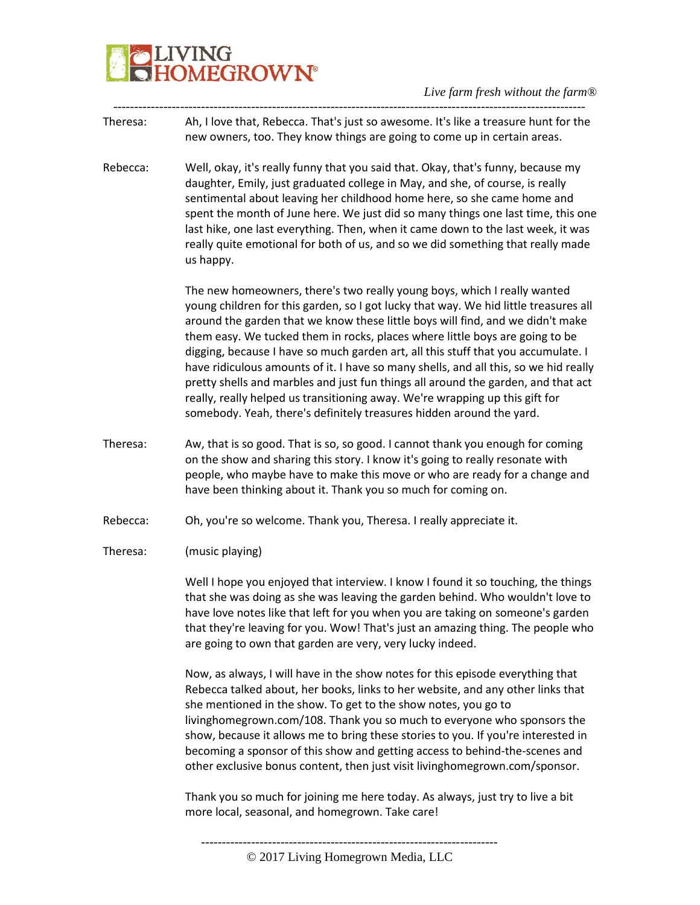Theresa: Ah, I love that, Rebecca. That's just so awesome. It's like a treasure hunt for the new owners, too. They know things are going to come up in certain areas.

Rebecca: Well, okay, it's really funny that you said that. Okay, that's funny, because my daughter, Emily, just graduated college in May, and she, of course, is really sentimental about leaving her childhood home here, so she came home and spent the month of June here. We just did so many things one last time, this one last hike, one last everything. Then, when it came down to the last week, it was really quite emotional for both of us, and so we did something that really made us happy.

The new homeowners, there's two really young boys, which I really wanted young children for this garden, so I got lucky that way. We hid little treasures all around the garden that we know these little boys will find, and we didn't make them easy. We tucked them in rocks, places where little boys are going to be digging, because I have so much garden art, all this stuff that you accumulate. I have ridiculous amounts of it. I have so many shells, and all this, so we hid really pretty shells and marbles and just fun things all around the garden, and that act really, really helped us transitioning away. We're wrapping up this gift for somebody. Yeah, there's definitely treasures hidden around the yard.

Theresa: Aw, that is so good. That is so, so good. I cannot thank you enough for coming on the show and sharing this story. I know it's going to really resonate with people, who maybe have to make this move or who are ready for a change and have been thinking about it. Thank you so much for coming on.

Rebecca: Oh, you're so welcome. Thank you, Theresa. I really appreciate it.

Theresa: (music playing)

Well I hope you enjoyed that interview. I know I found it so touching, the things that she was doing as she was leaving the garden behind. Who wouldn't love to have love notes like that left for you when you are taking on someone's garden that they're leaving for you. Wow! That's just an amazing thing. The people who are going to own that garden are very, very lucky indeed.

Now, as always, I will have in the show notes for this episode everything that Rebecca talked about, her books, links to her website, and any other links that she mentioned in the show. To get to the show notes, you go to livinghomegrown.com/108. Thank you so much to everyone who sponsors the show, because it allows me to bring these stories to you. If you're interested in becoming a sponsor of this show and getting access to behind-the-scenes and other exclusive bonus content, then just visit livinghomegrown.com/sponsor.

Thank you so much for joining me here today. As always, just try to live a bit more local, seasonal, and homegrown. Take care!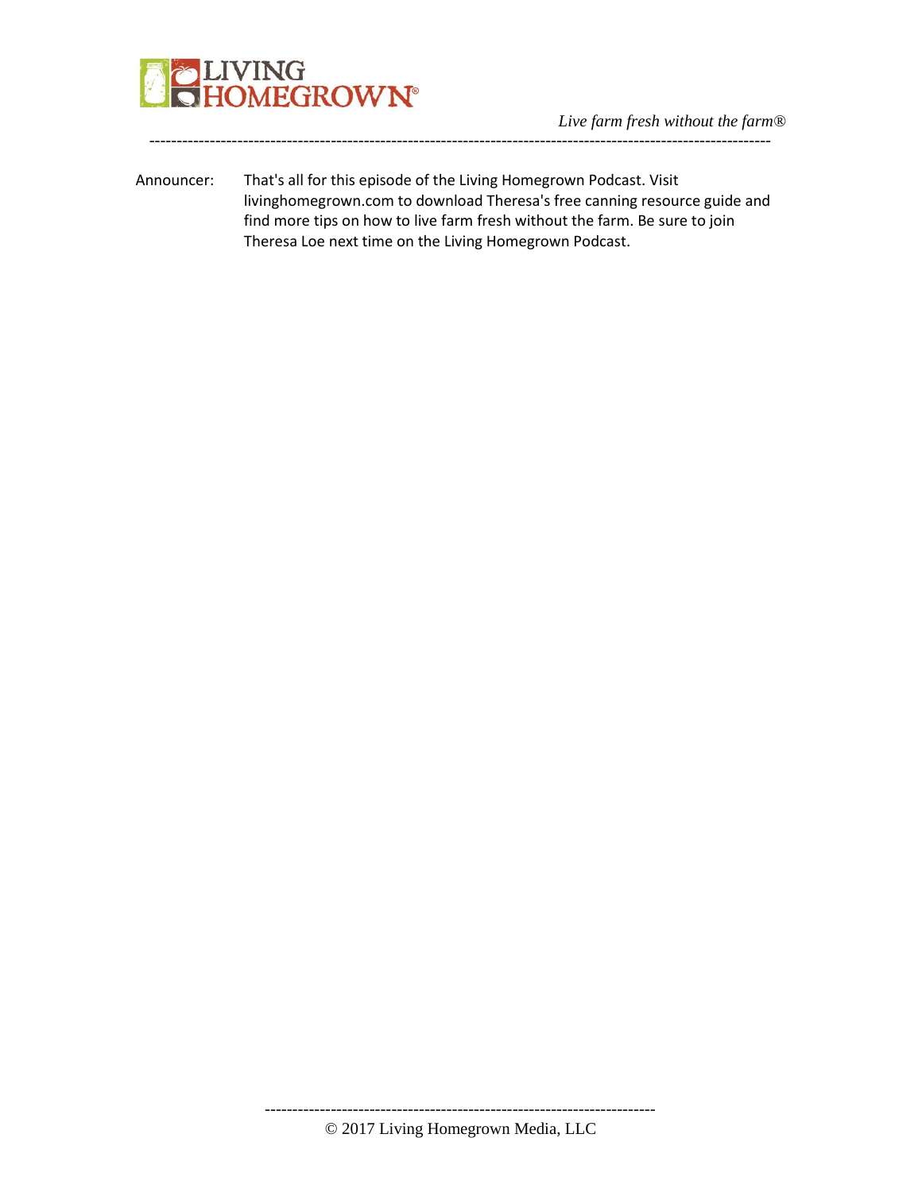Announcer: That's all for this episode of the Living Homegrown Podcast. Visit livinghomegrown.com to download Theresa's free canning resource guide and find more tips on how to live farm fresh without the farm. Be sure to join Theresa Loe next time on the Living Homegrown Podcast.